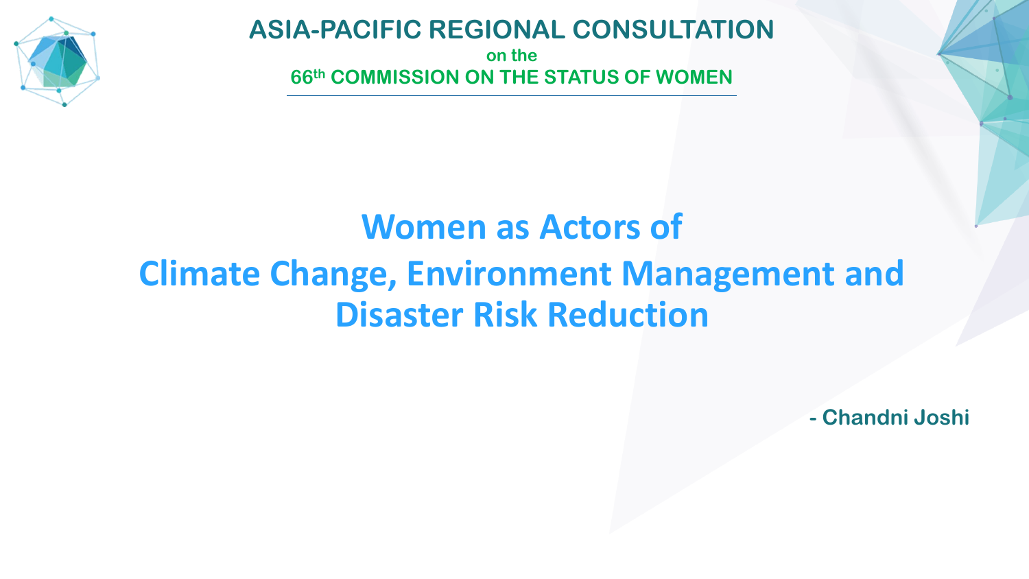**ASIA-PACIFIC REGIONAL CONSULTATION**

**on the**

**66th COMMISSION ON THE STATUS OF WOMEN**

# Women as Actors of Climate Change, Environment Management and Disaster Risk Reduction

**- Chandni Joshi**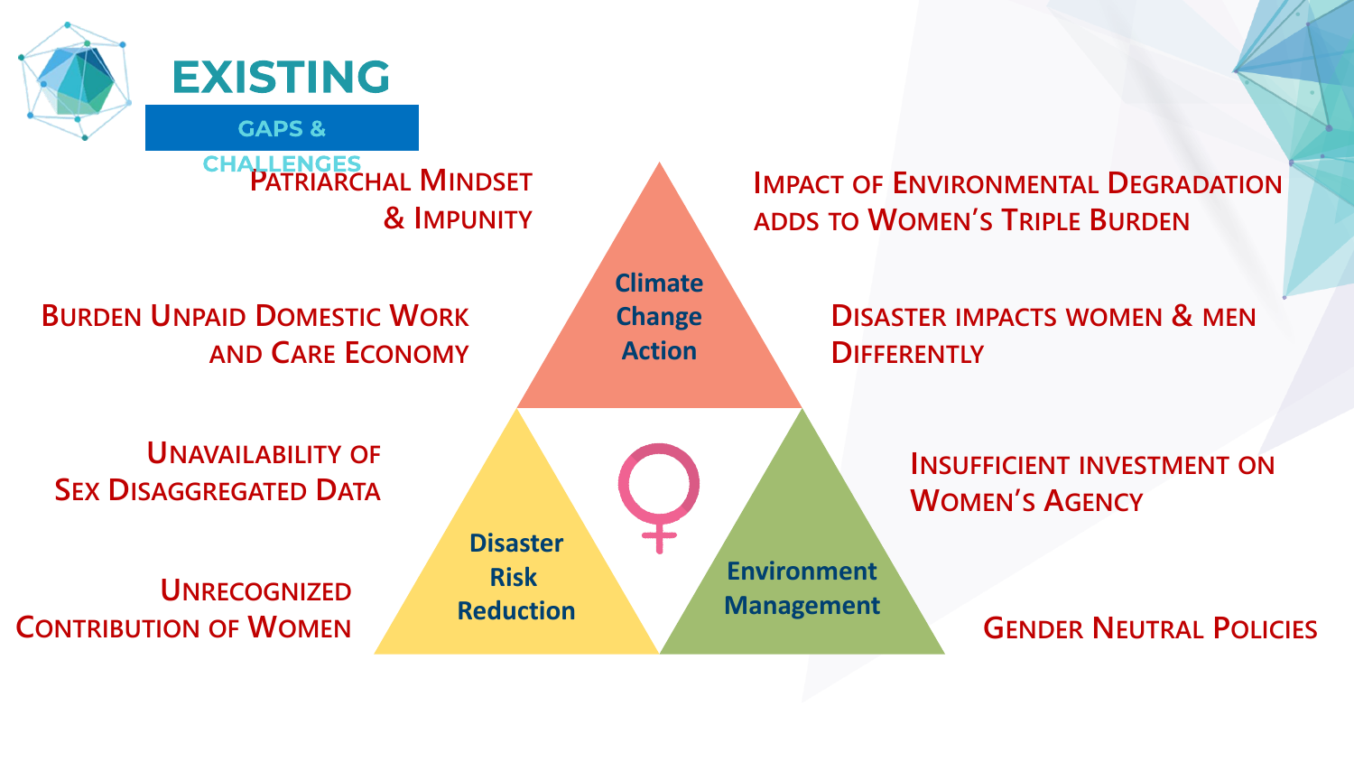# EXISTING

## GAPS & CHALLENGES

- Patriarchal Mindset & Impunity
- Burden Unpaid Domestic Work and Care Economy
- Unavailability of Sex Disaggregated Data
- Unrecognized Contribution of Women

**Climate Change Action**

**Disaster Risk Reduction**

**Environment Management**

- Impact of Environmental Degradation adds to Women's Triple Burden
- Disaster impacts women & men Differently
- Insufficient investment on Women's Agency
- Gender Neutral Policies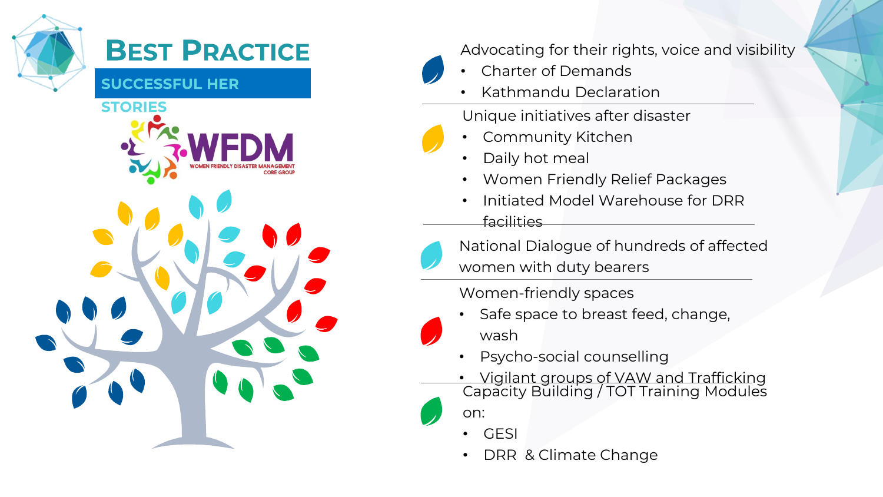# Best Practice

## SUCCESSFUL HER STORIES

WFDM
WOMEN FRIENDLY DISASTER MANAGEMENT CORE GROUP

Advocating for their rights, voice and visibility

- Charter of Demands
- Kathmandu Declaration

Unique initiatives after disaster

- Community Kitchen
- Daily hot meal
- Women Friendly Relief Packages
- Initiated Model Warehouse for DRR facilities

National Dialogue of hundreds of affected women with duty bearers

Women-friendly spaces

- Safe space to breast feed, change, wash
- Psycho-social counselling
- Vigilant groups of VAW and Trafficking

Capacity Building / TOT Training Modules on:

- GESI
- DRR & Climate Change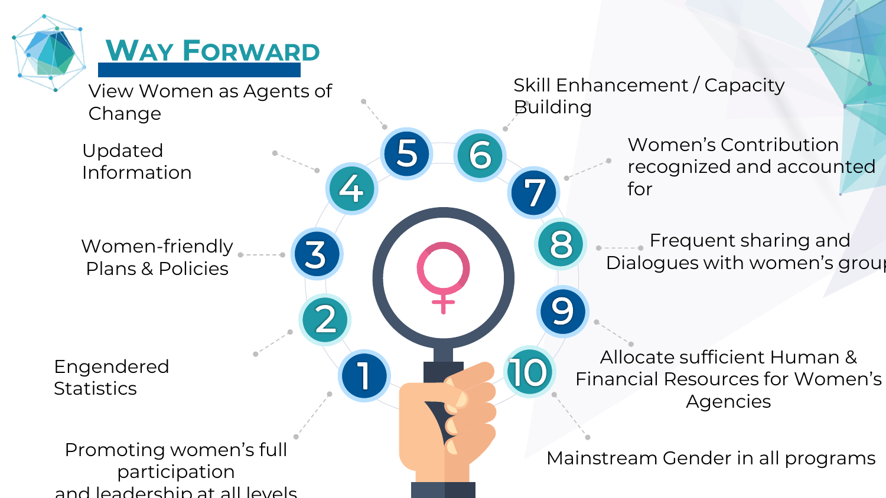# Way Forward

1. Promoting women's full participation and leadership at all levels
2. Engendered Statistics
3. Women-friendly Plans & Policies
4. Updated Information
5. View Women as Agents of Change
6. Skill Enhancement / Capacity Building
7. Women's Contribution recognized and accounted for
8. Frequent sharing and Dialogues with women's group
9. Allocate sufficient Human & Financial Resources for Women's Agencies
10. Mainstream Gender in all programs